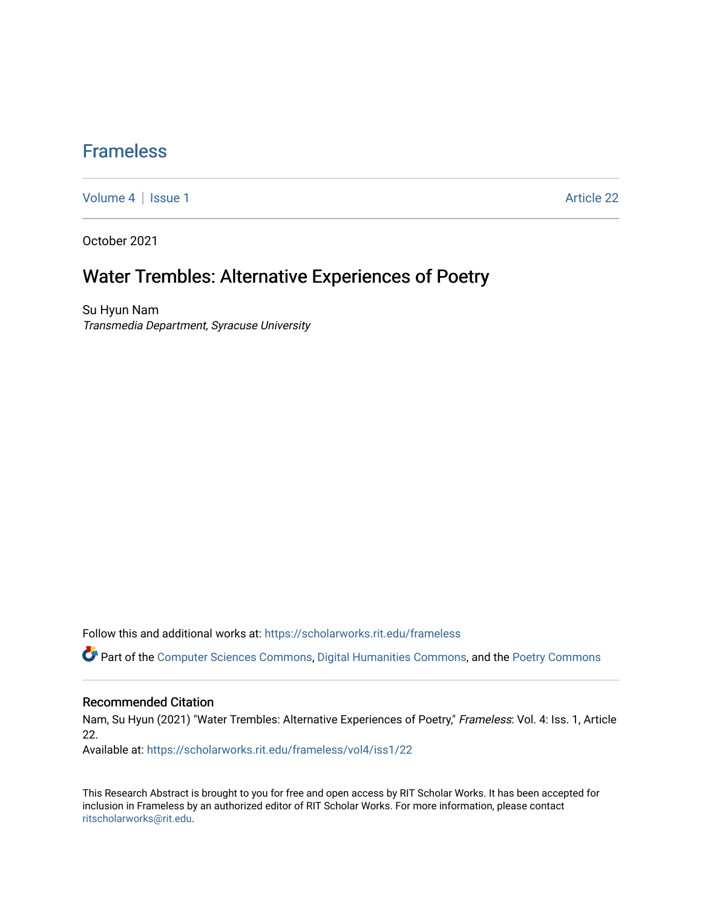# Frameless

Volume 4 | Issue 1 Article 22

October 2021

## Water Trembles: Alternative Experiences of Poetry

Su Hyun Nam
*Transmedia Department, Syracuse University*

Follow this and additional works at: https://scholarworks.rit.edu/frameless

Part of the Computer Sciences Commons, Digital Humanities Commons, and the Poetry Commons

### Recommended Citation

Nam, Su Hyun (2021) "Water Trembles: Alternative Experiences of Poetry," *Frameless*: Vol. 4: Iss. 1, Article 22.

Available at: https://scholarworks.rit.edu/frameless/vol4/iss1/22

This Research Abstract is brought to you for free and open access by RIT Scholar Works. It has been accepted for inclusion in Frameless by an authorized editor of RIT Scholar Works. For more information, please contact ritscholarworks@rit.edu.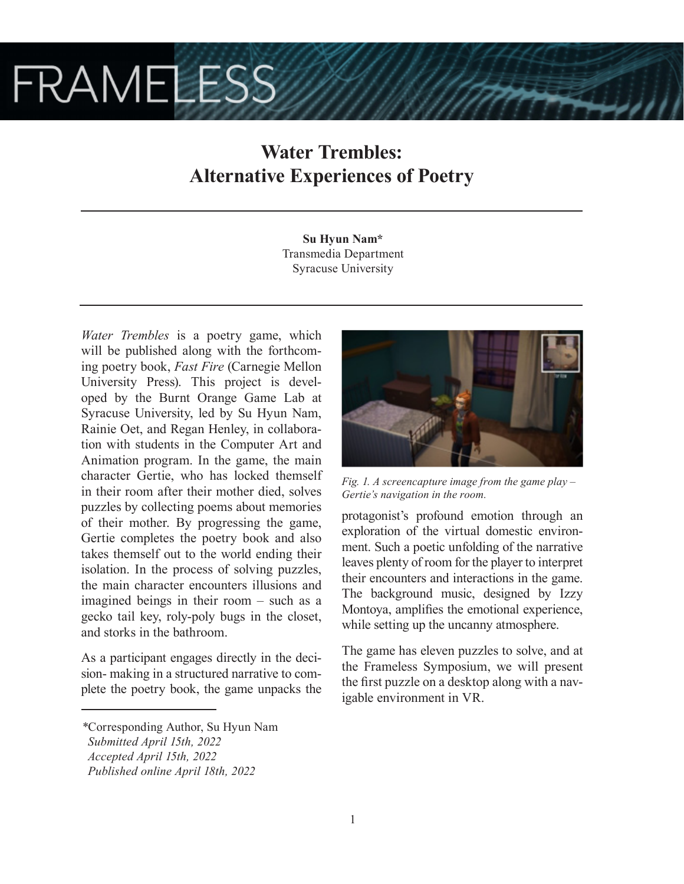# Water Trembles: Alternative Experiences of Poetry

**Su Hyun Nam***
Transmedia Department
Syracuse University

*Water Trembles* is a poetry game, which will be published along with the forthcoming poetry book, *Fast Fire* (Carnegie Mellon University Press). This project is developed by the Burnt Orange Game Lab at Syracuse University, led by Su Hyun Nam, Rainie Oet, and Regan Henley, in collaboration with students in the Computer Art and Animation program. In the game, the main character Gertie, who has locked themself in their room after their mother died, solves puzzles by collecting poems about memories of their mother. By progressing the game, Gertie completes the poetry book and also takes themself out to the world ending their isolation. In the process of solving puzzles, the main character encounters illusions and imagined beings in their room – such as a gecko tail key, roly-poly bugs in the closet, and storks in the bathroom.

As a participant engages directly in the decision- making in a structured narrative to complete the poetry book, the game unpacks the protagonist's profound emotion through an exploration of the virtual domestic environment. Such a poetic unfolding of the narrative leaves plenty of room for the player to interpret their encounters and interactions in the game. The background music, designed by Izzy Montoya, amplifies the emotional experience, while setting up the uncanny atmosphere.

*Fig. 1. A screencapture image from the game play – Gertie's navigation in the room.*

The game has eleven puzzles to solve, and at the Frameless Symposium, we will present the first puzzle on a desktop along with a navigable environment in VR.

*Corresponding Author, Su Hyun Nam
*Submitted April 15th, 2022*
*Accepted April 15th, 2022*
*Published online April 18th, 2022*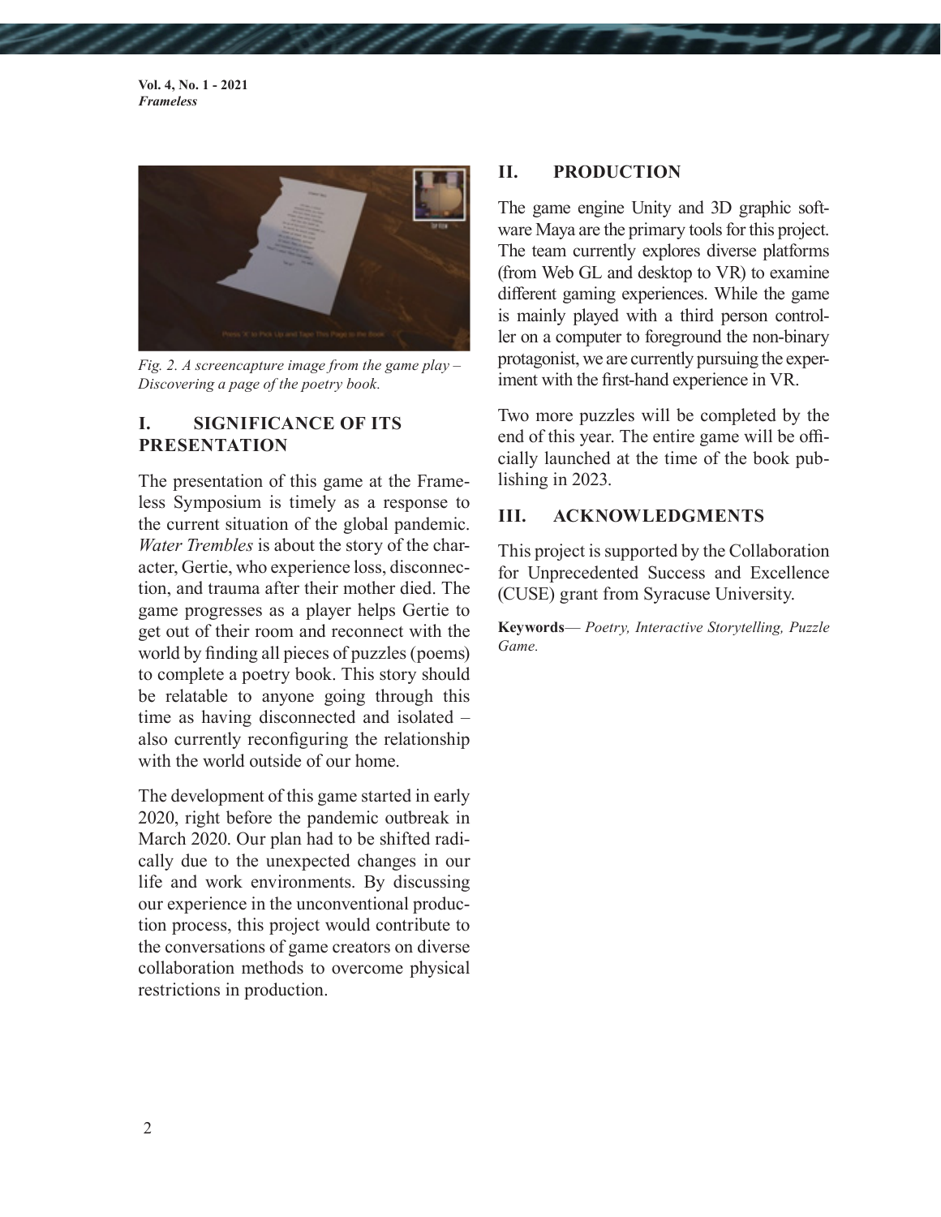Fig. 2. A screencapture image from the game play – Discovering a page of the poetry book.

## I. SIGNIFICANCE OF ITS PRESENTATION

The presentation of this game at the Frameless Symposium is timely as a response to the current situation of the global pandemic. *Water Trembles* is about the story of the character, Gertie, who experience loss, disconnection, and trauma after their mother died. The game progresses as a player helps Gertie to get out of their room and reconnect with the world by finding all pieces of puzzles (poems) to complete a poetry book. This story should be relatable to anyone going through this time as having disconnected and isolated – also currently reconfiguring the relationship with the world outside of our home.

The development of this game started in early 2020, right before the pandemic outbreak in March 2020. Our plan had to be shifted radically due to the unexpected changes in our life and work environments. By discussing our experience in the unconventional production process, this project would contribute to the conversations of game creators on diverse collaboration methods to overcome physical restrictions in production.

## II. PRODUCTION

The game engine Unity and 3D graphic software Maya are the primary tools for this project. The team currently explores diverse platforms (from Web GL and desktop to VR) to examine different gaming experiences. While the game is mainly played with a third person controller on a computer to foreground the non-binary protagonist, we are currently pursuing the experiment with the first-hand experience in VR.

Two more puzzles will be completed by the end of this year. The entire game will be officially launched at the time of the book publishing in 2023.

## III. ACKNOWLEDGMENTS

This project is supported by the Collaboration for Unprecedented Success and Excellence (CUSE) grant from Syracuse University.

**Keywords**— *Poetry, Interactive Storytelling, Puzzle Game.*